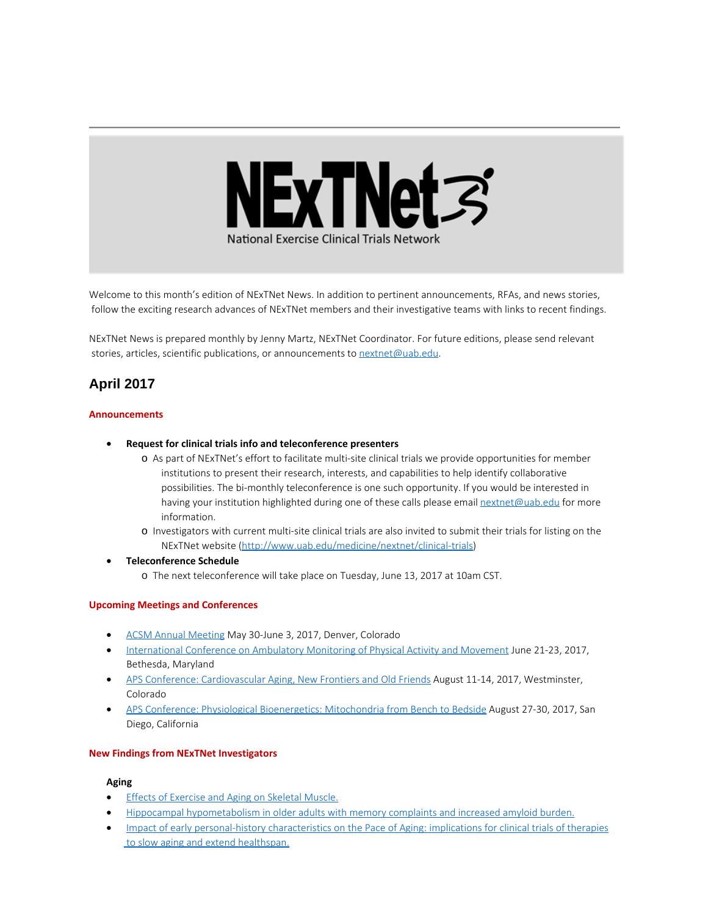# NExTNet

National Exercise Clinical Trials Network

Welcome to this month's edition of NExTNet News. In addition to pertinent announcements, RFAs, and news stories, follow the exciting research advances of NExTNet members and their investigative teams with links to recent findings.

NExTNet News is prepared monthly by Jenny Martz, NExTNet Coordinator. For future editions, please send relevant stories, articles, scientific publications, or announcements to nextnet@uab.edu.

## April 2017

### Announcements

- **Request for clinical trials info and teleconference presenters**
  - As part of NExTNet's effort to facilitate multi-site clinical trials we provide opportunities for member institutions to present their research, interests, and capabilities to help identify collaborative possibilities. The bi-monthly teleconference is one such opportunity. If you would be interested in having your institution highlighted during one of these calls please email nextnet@uab.edu for more information.
  - Investigators with current multi-site clinical trials are also invited to submit their trials for listing on the NExTNet website (http://www.uab.edu/medicine/nextnet/clinical-trials)
- **Teleconference Schedule**
  - The next teleconference will take place on Tuesday, June 13, 2017 at 10am CST.

### Upcoming Meetings and Conferences

- ACSM Annual Meeting May 30-June 3, 2017, Denver, Colorado
- International Conference on Ambulatory Monitoring of Physical Activity and Movement June 21-23, 2017, Bethesda, Maryland
- APS Conference: Cardiovascular Aging, New Frontiers and Old Friends August 11-14, 2017, Westminster, Colorado
- APS Conference: Physiological Bioenergetics: Mitochondria from Bench to Bedside August 27-30, 2017, San Diego, California

### New Findings from NExTNet Investigators

**Aging**

- Effects of Exercise and Aging on Skeletal Muscle.
- Hippocampal hypometabolism in older adults with memory complaints and increased amyloid burden.
- Impact of early personal-history characteristics on the Pace of Aging: implications for clinical trials of therapies to slow aging and extend healthspan.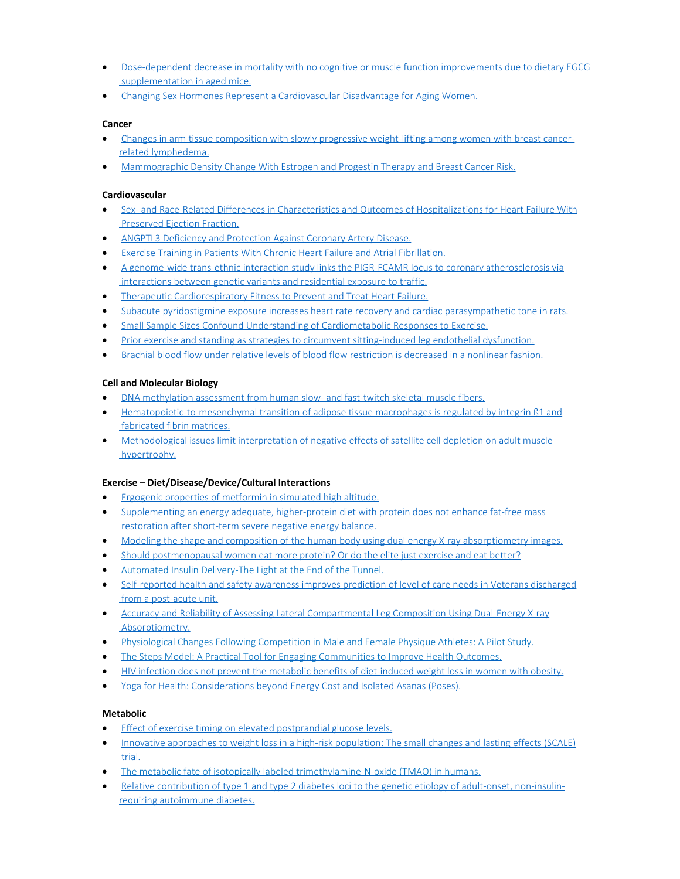- Dose-dependent decrease in mortality with no cognitive or muscle function improvements due to dietary EGCG supplementation in aged mice.
- Changing Sex Hormones Represent a Cardiovascular Disadvantage for Aging Women.

**Cancer**

- Changes in arm tissue composition with slowly progressive weight-lifting among women with breast cancer-related lymphedema.
- Mammographic Density Change With Estrogen and Progestin Therapy and Breast Cancer Risk.

**Cardiovascular**

- Sex- and Race-Related Differences in Characteristics and Outcomes of Hospitalizations for Heart Failure With Preserved Ejection Fraction.
- ANGPTL3 Deficiency and Protection Against Coronary Artery Disease.
- Exercise Training in Patients With Chronic Heart Failure and Atrial Fibrillation.
- A genome-wide trans-ethnic interaction study links the PIGR-FCAMR locus to coronary atherosclerosis via interactions between genetic variants and residential exposure to traffic.
- Therapeutic Cardiorespiratory Fitness to Prevent and Treat Heart Failure.
- Subacute pyridostigmine exposure increases heart rate recovery and cardiac parasympathetic tone in rats.
- Small Sample Sizes Confound Understanding of Cardiometabolic Responses to Exercise.
- Prior exercise and standing as strategies to circumvent sitting-induced leg endothelial dysfunction.
- Brachial blood flow under relative levels of blood flow restriction is decreased in a nonlinear fashion.

**Cell and Molecular Biology**

- DNA methylation assessment from human slow- and fast-twitch skeletal muscle fibers.
- Hematopoietic-to-mesenchymal transition of adipose tissue macrophages is regulated by integrin ß1 and fabricated fibrin matrices.
- Methodological issues limit interpretation of negative effects of satellite cell depletion on adult muscle hypertrophy.

**Exercise – Diet/Disease/Device/Cultural Interactions**

- Ergogenic properties of metformin in simulated high altitude.
- Supplementing an energy adequate, higher-protein diet with protein does not enhance fat-free mass restoration after short-term severe negative energy balance.
- Modeling the shape and composition of the human body using dual energy X-ray absorptiometry images.
- Should postmenopausal women eat more protein? Or do the elite just exercise and eat better?
- Automated Insulin Delivery-The Light at the End of the Tunnel.
- Self-reported health and safety awareness improves prediction of level of care needs in Veterans discharged from a post-acute unit.
- Accuracy and Reliability of Assessing Lateral Compartmental Leg Composition Using Dual-Energy X-ray Absorptiometry.
- Physiological Changes Following Competition in Male and Female Physique Athletes: A Pilot Study.
- The Steps Model: A Practical Tool for Engaging Communities to Improve Health Outcomes.
- HIV infection does not prevent the metabolic benefits of diet-induced weight loss in women with obesity.
- Yoga for Health: Considerations beyond Energy Cost and Isolated Asanas (Poses).

**Metabolic**

- Effect of exercise timing on elevated postprandial glucose levels.
- Innovative approaches to weight loss in a high-risk population: The small changes and lasting effects (SCALE) trial.
- The metabolic fate of isotopically labeled trimethylamine-N-oxide (TMAO) in humans.
- Relative contribution of type 1 and type 2 diabetes loci to the genetic etiology of adult-onset, non-insulin-requiring autoimmune diabetes.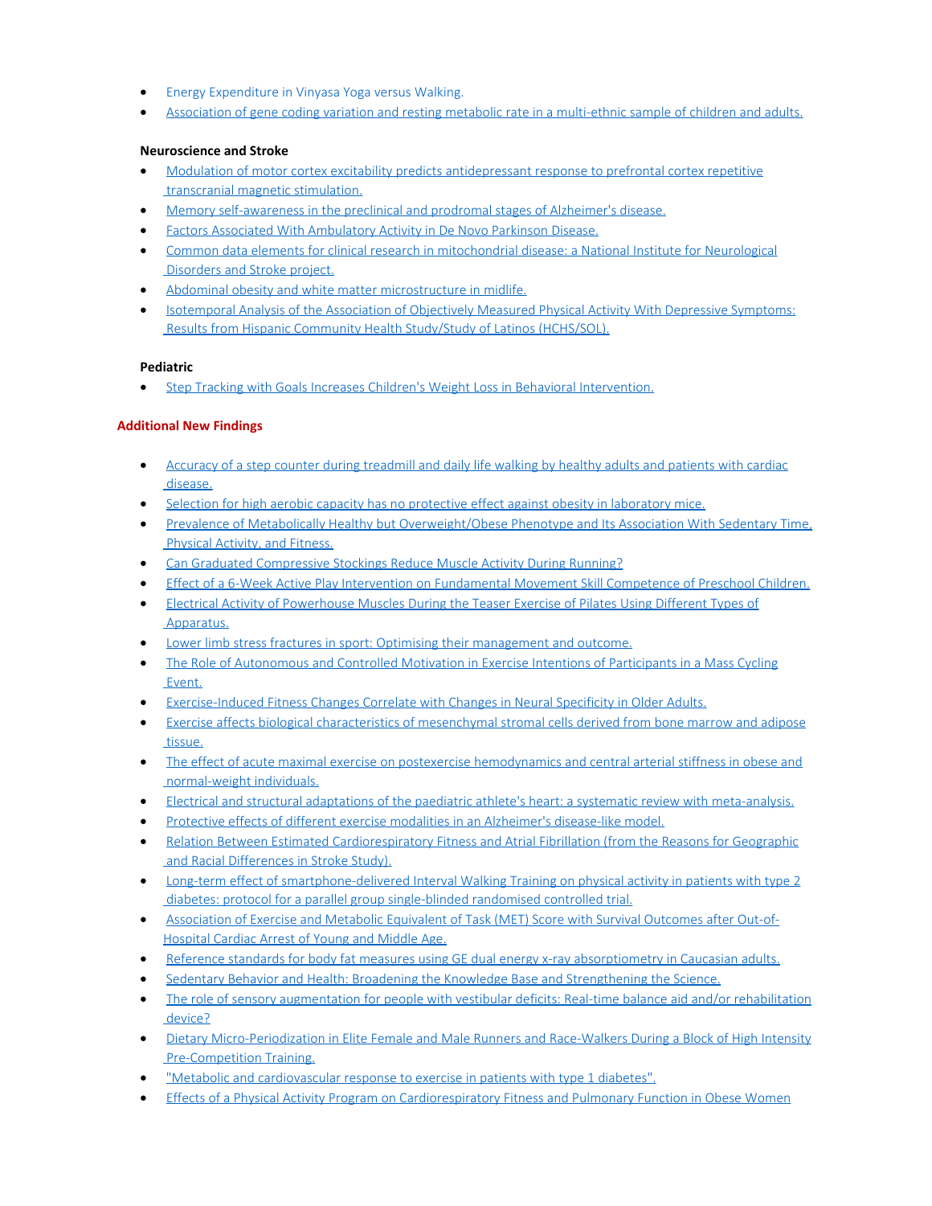- Energy Expenditure in Vinyasa Yoga versus Walking.
- Association of gene coding variation and resting metabolic rate in a multi-ethnic sample of children and adults.

**Neuroscience and Stroke**

- Modulation of motor cortex excitability predicts antidepressant response to prefrontal cortex repetitive transcranial magnetic stimulation.
- Memory self-awareness in the preclinical and prodromal stages of Alzheimer's disease.
- Factors Associated With Ambulatory Activity in De Novo Parkinson Disease.
- Common data elements for clinical research in mitochondrial disease: a National Institute for Neurological Disorders and Stroke project.
- Abdominal obesity and white matter microstructure in midlife.
- Isotemporal Analysis of the Association of Objectively Measured Physical Activity With Depressive Symptoms: Results from Hispanic Community Health Study/Study of Latinos (HCHS/SOL).

**Pediatric**

- Step Tracking with Goals Increases Children's Weight Loss in Behavioral Intervention.

**Additional New Findings**

- Accuracy of a step counter during treadmill and daily life walking by healthy adults and patients with cardiac disease.
- Selection for high aerobic capacity has no protective effect against obesity in laboratory mice.
- Prevalence of Metabolically Healthy but Overweight/Obese Phenotype and Its Association With Sedentary Time, Physical Activity, and Fitness.
- Can Graduated Compressive Stockings Reduce Muscle Activity During Running?
- Effect of a 6-Week Active Play Intervention on Fundamental Movement Skill Competence of Preschool Children.
- Electrical Activity of Powerhouse Muscles During the Teaser Exercise of Pilates Using Different Types of Apparatus.
- Lower limb stress fractures in sport: Optimising their management and outcome.
- The Role of Autonomous and Controlled Motivation in Exercise Intentions of Participants in a Mass Cycling Event.
- Exercise-Induced Fitness Changes Correlate with Changes in Neural Specificity in Older Adults.
- Exercise affects biological characteristics of mesenchymal stromal cells derived from bone marrow and adipose tissue.
- The effect of acute maximal exercise on postexercise hemodynamics and central arterial stiffness in obese and normal-weight individuals.
- Electrical and structural adaptations of the paediatric athlete's heart: a systematic review with meta-analysis.
- Protective effects of different exercise modalities in an Alzheimer's disease-like model.
- Relation Between Estimated Cardiorespiratory Fitness and Atrial Fibrillation (from the Reasons for Geographic and Racial Differences in Stroke Study).
- Long-term effect of smartphone-delivered Interval Walking Training on physical activity in patients with type 2 diabetes: protocol for a parallel group single-blinded randomised controlled trial.
- Association of Exercise and Metabolic Equivalent of Task (MET) Score with Survival Outcomes after Out-of-Hospital Cardiac Arrest of Young and Middle Age.
- Reference standards for body fat measures using GE dual energy x-ray absorptiometry in Caucasian adults.
- Sedentary Behavior and Health: Broadening the Knowledge Base and Strengthening the Science.
- The role of sensory augmentation for people with vestibular deficits: Real-time balance aid and/or rehabilitation device?
- Dietary Micro-Periodization in Elite Female and Male Runners and Race-Walkers During a Block of High Intensity Pre-Competition Training.
- "Metabolic and cardiovascular response to exercise in patients with type 1 diabetes".
- Effects of a Physical Activity Program on Cardiorespiratory Fitness and Pulmonary Function in Obese Women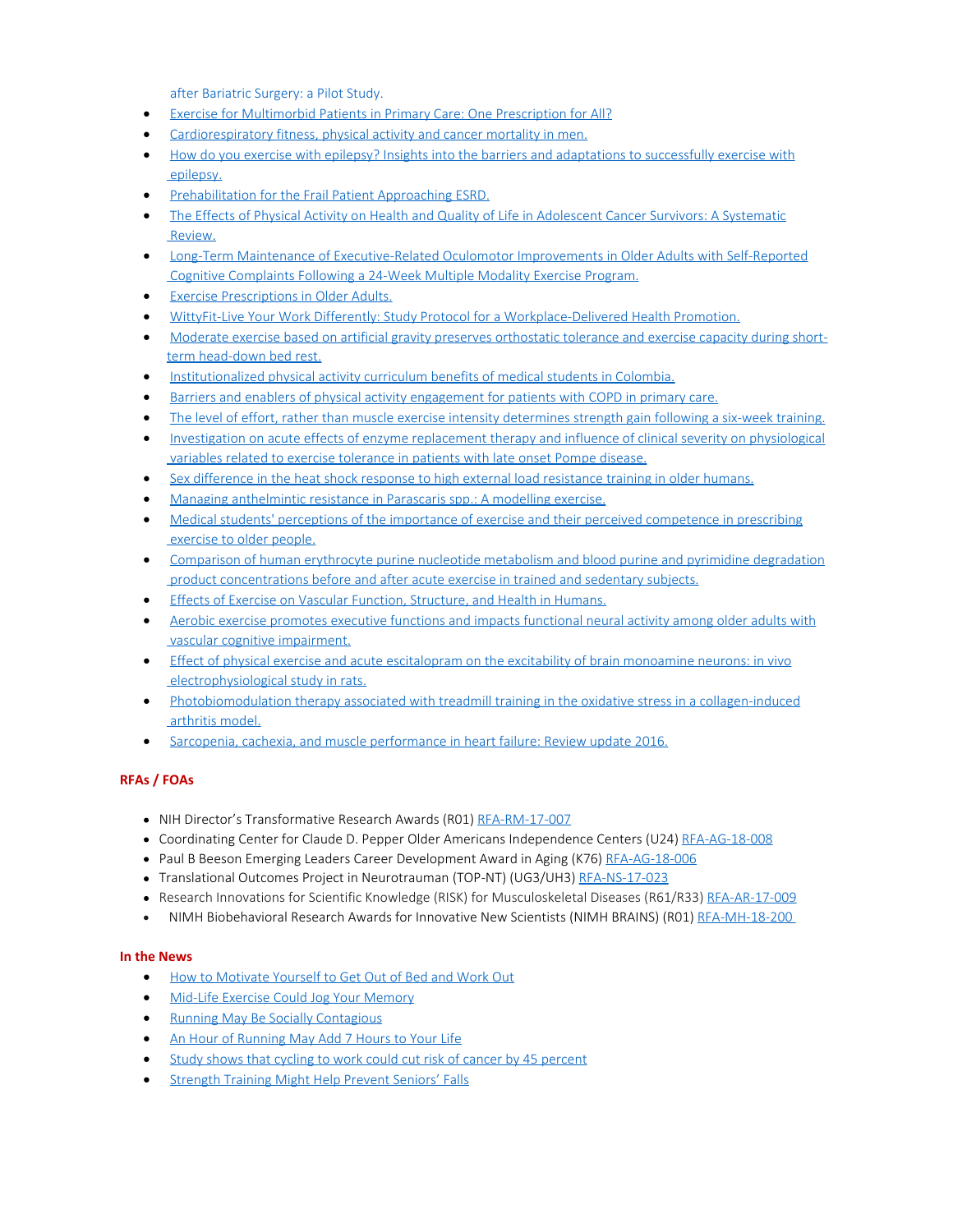after Bariatric Surgery: a Pilot Study.

- Exercise for Multimorbid Patients in Primary Care: One Prescription for All?
- Cardiorespiratory fitness, physical activity and cancer mortality in men.
- How do you exercise with epilepsy? Insights into the barriers and adaptations to successfully exercise with epilepsy.
- Prehabilitation for the Frail Patient Approaching ESRD.
- The Effects of Physical Activity on Health and Quality of Life in Adolescent Cancer Survivors: A Systematic Review.
- Long-Term Maintenance of Executive-Related Oculomotor Improvements in Older Adults with Self-Reported Cognitive Complaints Following a 24-Week Multiple Modality Exercise Program.
- Exercise Prescriptions in Older Adults.
- WittyFit-Live Your Work Differently: Study Protocol for a Workplace-Delivered Health Promotion.
- Moderate exercise based on artificial gravity preserves orthostatic tolerance and exercise capacity during short-term head-down bed rest.
- Institutionalized physical activity curriculum benefits of medical students in Colombia.
- Barriers and enablers of physical activity engagement for patients with COPD in primary care.
- The level of effort, rather than muscle exercise intensity determines strength gain following a six-week training.
- Investigation on acute effects of enzyme replacement therapy and influence of clinical severity on physiological variables related to exercise tolerance in patients with late onset Pompe disease.
- Sex difference in the heat shock response to high external load resistance training in older humans.
- Managing anthelmintic resistance in Parascaris spp.: A modelling exercise.
- Medical students' perceptions of the importance of exercise and their perceived competence in prescribing exercise to older people.
- Comparison of human erythrocyte purine nucleotide metabolism and blood purine and pyrimidine degradation product concentrations before and after acute exercise in trained and sedentary subjects.
- Effects of Exercise on Vascular Function, Structure, and Health in Humans.
- Aerobic exercise promotes executive functions and impacts functional neural activity among older adults with vascular cognitive impairment.
- Effect of physical exercise and acute escitalopram on the excitability of brain monoamine neurons: in vivo electrophysiological study in rats.
- Photobiomodulation therapy associated with treadmill training in the oxidative stress in a collagen-induced arthritis model.
- Sarcopenia, cachexia, and muscle performance in heart failure: Review update 2016.

**RFAs / FOAs**

- NIH Director's Transformative Research Awards (R01) RFA-RM-17-007
- Coordinating Center for Claude D. Pepper Older Americans Independence Centers (U24) RFA-AG-18-008
- Paul B Beeson Emerging Leaders Career Development Award in Aging (K76) RFA-AG-18-006
- Translational Outcomes Project in Neurotrauman (TOP-NT) (UG3/UH3) RFA-NS-17-023
- Research Innovations for Scientific Knowledge (RISK) for Musculoskeletal Diseases (R61/R33) RFA-AR-17-009
- NIMH Biobehavioral Research Awards for Innovative New Scientists (NIMH BRAINS) (R01) RFA-MH-18-200

**In the News**

- How to Motivate Yourself to Get Out of Bed and Work Out
- Mid-Life Exercise Could Jog Your Memory
- Running May Be Socially Contagious
- An Hour of Running May Add 7 Hours to Your Life
- Study shows that cycling to work could cut risk of cancer by 45 percent
- Strength Training Might Help Prevent Seniors' Falls